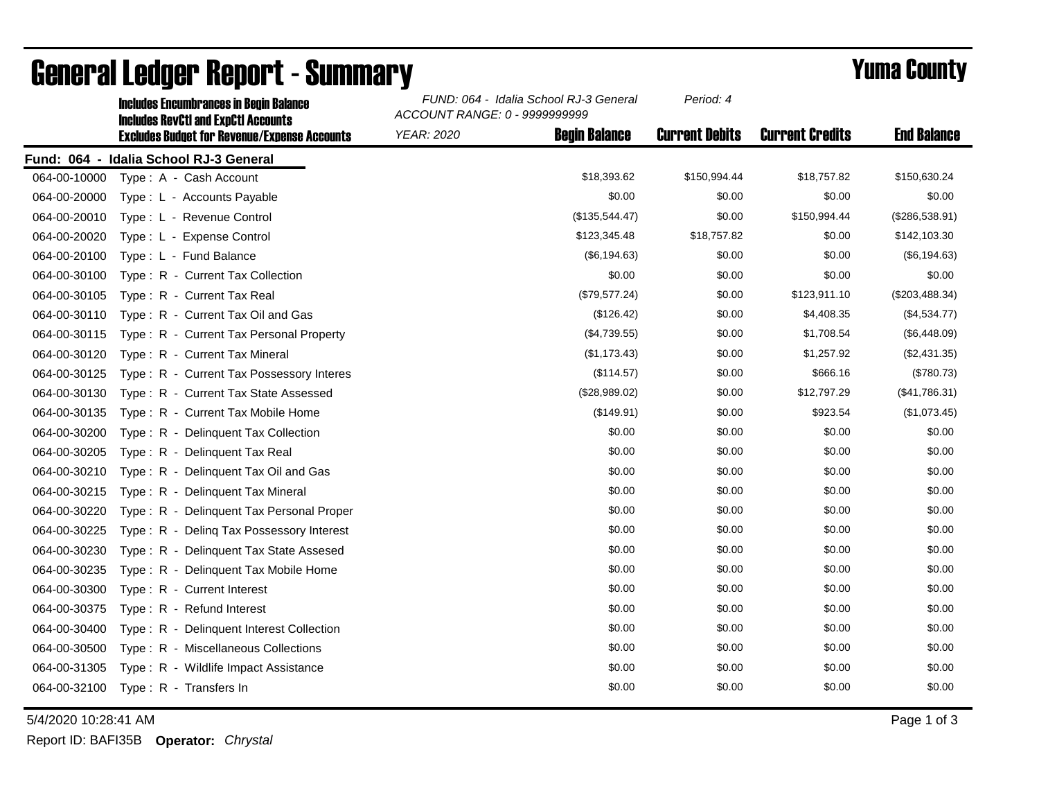# General Ledger Report - Summary

## Yuma County

**Includes Encumbrances in Begin Balance**
**Includes RevCtl and ExpCtl Accounts**
**Excludes Budget for Revenue/Expense Accounts**

*FUND: 064 - Idalia School RJ-3 General* *Period: 4*
*ACCOUNT RANGE: 0 - 9999999999*
*YEAR: 2020*

**Fund: 064 - Idalia School RJ-3 General**

| Account | Description | Begin Balance | Current Debits | Current Credits | End Balance |
|---|---|---|---|---|---|
| 064-00-10000 | Type : A - Cash Account | $18,393.62 | $150,994.44 | $18,757.82 | $150,630.24 |
| 064-00-20000 | Type : L - Accounts Payable | $0.00 | $0.00 | $0.00 | $0.00 |
| 064-00-20010 | Type : L - Revenue Control | ($135,544.47) | $0.00 | $150,994.44 | ($286,538.91) |
| 064-00-20020 | Type : L - Expense Control | $123,345.48 | $18,757.82 | $0.00 | $142,103.30 |
| 064-00-20100 | Type : L - Fund Balance | ($6,194.63) | $0.00 | $0.00 | ($6,194.63) |
| 064-00-30100 | Type : R - Current Tax Collection | $0.00 | $0.00 | $0.00 | $0.00 |
| 064-00-30105 | Type : R - Current Tax Real | ($79,577.24) | $0.00 | $123,911.10 | ($203,488.34) |
| 064-00-30110 | Type : R - Current Tax Oil and Gas | ($126.42) | $0.00 | $4,408.35 | ($4,534.77) |
| 064-00-30115 | Type : R - Current Tax Personal Property | ($4,739.55) | $0.00 | $1,708.54 | ($6,448.09) |
| 064-00-30120 | Type : R - Current Tax Mineral | ($1,173.43) | $0.00 | $1,257.92 | ($2,431.35) |
| 064-00-30125 | Type : R - Current Tax Possessory Interes | ($114.57) | $0.00 | $666.16 | ($780.73) |
| 064-00-30130 | Type : R - Current Tax State Assessed | ($28,989.02) | $0.00 | $12,797.29 | ($41,786.31) |
| 064-00-30135 | Type : R - Current Tax Mobile Home | ($149.91) | $0.00 | $923.54 | ($1,073.45) |
| 064-00-30200 | Type : R - Delinquent Tax Collection | $0.00 | $0.00 | $0.00 | $0.00 |
| 064-00-30205 | Type : R - Delinquent Tax Real | $0.00 | $0.00 | $0.00 | $0.00 |
| 064-00-30210 | Type : R - Delinquent Tax Oil and Gas | $0.00 | $0.00 | $0.00 | $0.00 |
| 064-00-30215 | Type : R - Delinquent Tax Mineral | $0.00 | $0.00 | $0.00 | $0.00 |
| 064-00-30220 | Type : R - Delinquent Tax Personal Proper | $0.00 | $0.00 | $0.00 | $0.00 |
| 064-00-30225 | Type : R - Delinq Tax Possessory Interest | $0.00 | $0.00 | $0.00 | $0.00 |
| 064-00-30230 | Type : R - Delinquent Tax State Assesed | $0.00 | $0.00 | $0.00 | $0.00 |
| 064-00-30235 | Type : R - Delinquent Tax Mobile Home | $0.00 | $0.00 | $0.00 | $0.00 |
| 064-00-30300 | Type : R - Current Interest | $0.00 | $0.00 | $0.00 | $0.00 |
| 064-00-30375 | Type : R - Refund Interest | $0.00 | $0.00 | $0.00 | $0.00 |
| 064-00-30400 | Type : R - Delinquent Interest Collection | $0.00 | $0.00 | $0.00 | $0.00 |
| 064-00-30500 | Type : R - Miscellaneous Collections | $0.00 | $0.00 | $0.00 | $0.00 |
| 064-00-31305 | Type : R - Wildlife Impact Assistance | $0.00 | $0.00 | $0.00 | $0.00 |
| 064-00-32100 | Type : R - Transfers In | $0.00 | $0.00 | $0.00 | $0.00 |

5/4/2020 10:28:41 AM

Report ID: BAFI35B **Operator:** *Chrystal*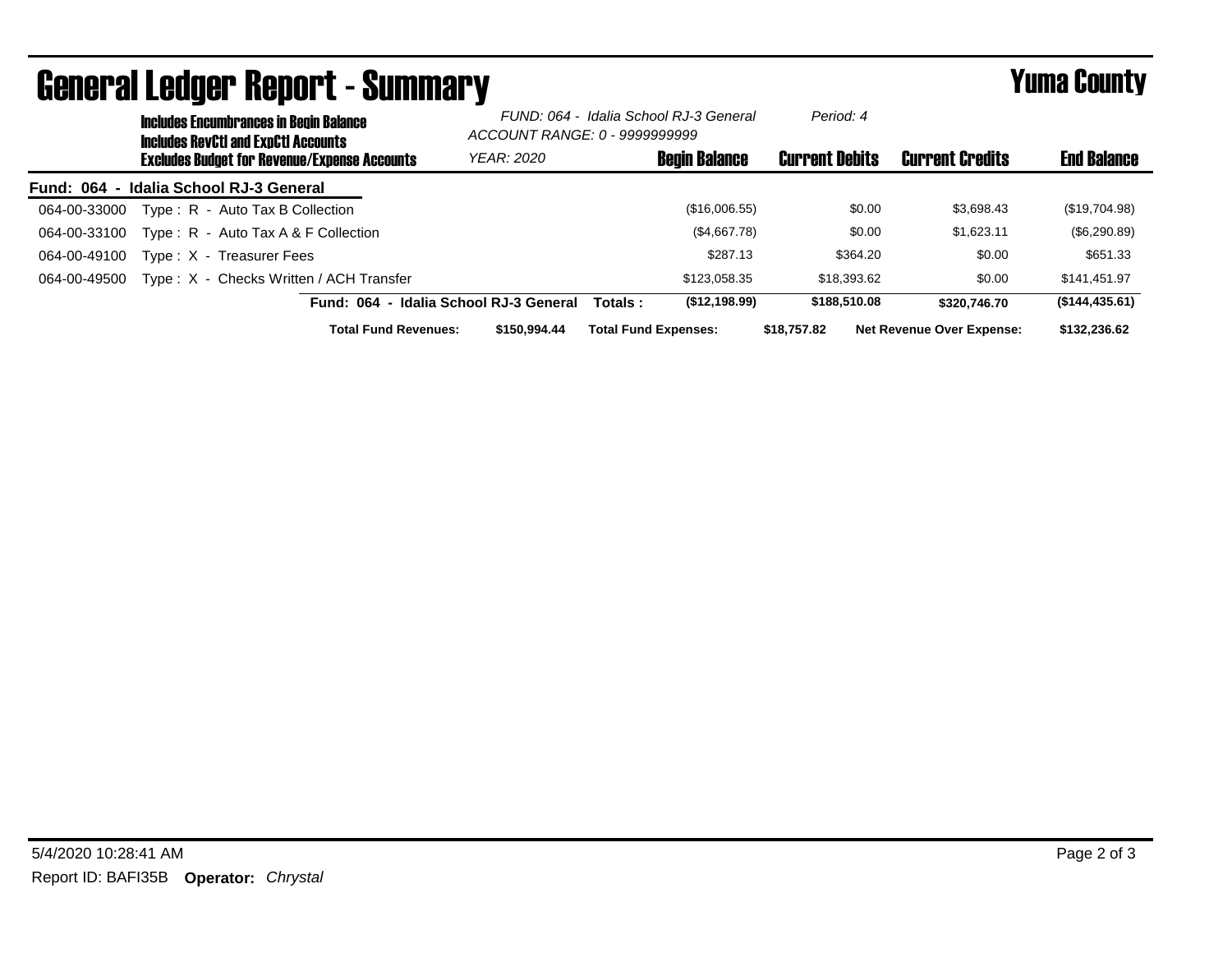# General Ledger Report - Summary

**Yuma County**

**Includes Encumbrances in Begin Balance**
**Includes RevCtl and ExpCtl Accounts**
**Excludes Budget for Revenue/Expense Accounts**

*FUND: 064 - Idalia School RJ-3 General*
*ACCOUNT RANGE: 0 - 9999999999*
*YEAR: 2020*
*Period: 4*

| | | Begin Balance | Current Debits | Current Credits | End Balance |
|---|---|---|---|---|---|
| **Fund: 064 - Idalia School RJ-3 General** | | | | | |
| 064-00-33000 | Type : R - Auto Tax B Collection | ($16,006.55) | $0.00 | $3,698.43 | ($19,704.98) |
| 064-00-33100 | Type : R - Auto Tax A & F Collection | ($4,667.78) | $0.00 | $1,623.11 | ($6,290.89) |
| 064-00-49100 | Type : X - Treasurer Fees | $287.13 | $364.20 | $0.00 | $651.33 |
| 064-00-49500 | Type : X - Checks Written / ACH Transfer | $123,058.35 | $18,393.62 | $0.00 | $141,451.97 |
| | **Fund: 064 - Idalia School RJ-3 General Totals :** | **($12,198.99)** | **$188,510.08** | **$320,746.70** | **($144,435.61)** |

**Total Fund Revenues:** $150,994.44 **Total Fund Expenses:** $18,757.82 **Net Revenue Over Expense:** $132,236.62

5/4/2020 10:28:41 AM

Report ID: BAFI35B **Operator:** *Chrystal*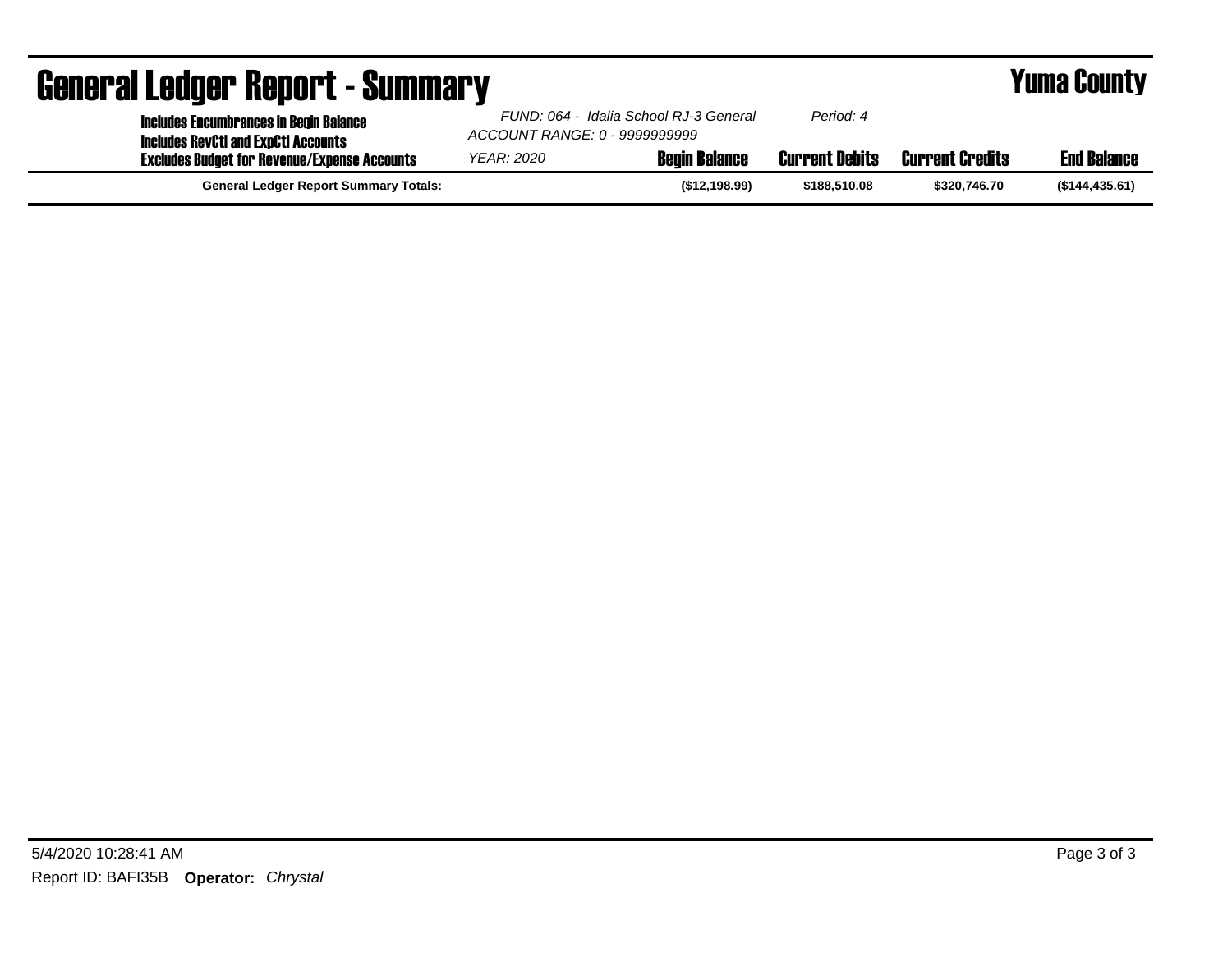# General Ledger Report - Summary

## Yuma County

**Includes Encumbrances in Begin Balance**
**Includes RevCtl and ExpCtl Accounts**
**Excludes Budget for Revenue/Expense Accounts**

*FUND: 064 - Idalia School RJ-3 General*
*ACCOUNT RANGE: 0 - 9999999999*
*YEAR: 2020*
*Period: 4*

| | Begin Balance | Current Debits | Current Credits | End Balance |
|---|---|---|---|---|
| **General Ledger Report Summary Totals:** | **($12,198.99)** | **$188,510.08** | **$320,746.70** | **($144,435.61)** |

5/4/2020 10:28:41 AM

Report ID: BAFI35B **Operator:** *Chrystal*